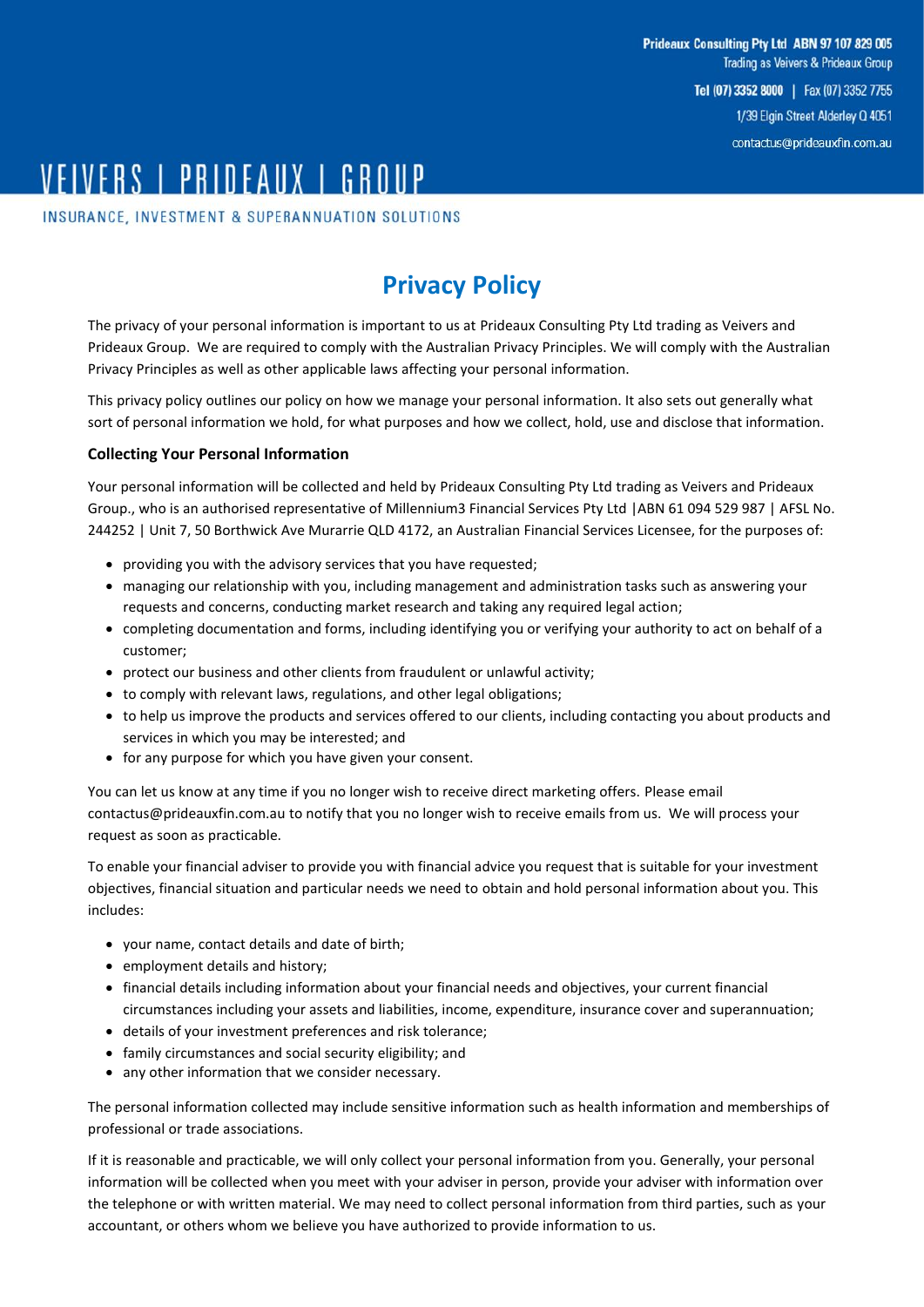Prideaux Consulting Pty Ltd ABN 97 107 829 005
Trading as Veivers & Prideaux Group
Tel (07) 3352 8000 | Fax (07) 3352 7755
1/39 Elgin Street Alderley Q 4051
contactus@prideauxfin.com.au

VEIVERS | PRIDEAUX | GROUP

INSURANCE, INVESTMENT & SUPERANNUATION SOLUTIONS

# Privacy Policy

The privacy of your personal information is important to us at Prideaux Consulting Pty Ltd trading as Veivers and Prideaux Group. We are required to comply with the Australian Privacy Principles. We will comply with the Australian Privacy Principles as well as other applicable laws affecting your personal information.

This privacy policy outlines our policy on how we manage your personal information. It also sets out generally what sort of personal information we hold, for what purposes and how we collect, hold, use and disclose that information.

### Collecting Your Personal Information

Your personal information will be collected and held by Prideaux Consulting Pty Ltd trading as Veivers and Prideaux Group., who is an authorised representative of Millennium3 Financial Services Pty Ltd |ABN 61 094 529 987 | AFSL No. 244252 | Unit 7, 50 Borthwick Ave Murarrie QLD 4172, an Australian Financial Services Licensee, for the purposes of:

- providing you with the advisory services that you have requested;
- managing our relationship with you, including management and administration tasks such as answering your requests and concerns, conducting market research and taking any required legal action;
- completing documentation and forms, including identifying you or verifying your authority to act on behalf of a customer;
- protect our business and other clients from fraudulent or unlawful activity;
- to comply with relevant laws, regulations, and other legal obligations;
- to help us improve the products and services offered to our clients, including contacting you about products and services in which you may be interested; and
- for any purpose for which you have given your consent.

You can let us know at any time if you no longer wish to receive direct marketing offers. Please email contactus@prideauxfin.com.au to notify that you no longer wish to receive emails from us. We will process your request as soon as practicable.

To enable your financial adviser to provide you with financial advice you request that is suitable for your investment objectives, financial situation and particular needs we need to obtain and hold personal information about you. This includes:

- your name, contact details and date of birth;
- employment details and history;
- financial details including information about your financial needs and objectives, your current financial circumstances including your assets and liabilities, income, expenditure, insurance cover and superannuation;
- details of your investment preferences and risk tolerance;
- family circumstances and social security eligibility; and
- any other information that we consider necessary.

The personal information collected may include sensitive information such as health information and memberships of professional or trade associations.

If it is reasonable and practicable, we will only collect your personal information from you. Generally, your personal information will be collected when you meet with your adviser in person, provide your adviser with information over the telephone or with written material. We may need to collect personal information from third parties, such as your accountant, or others whom we believe you have authorized to provide information to us.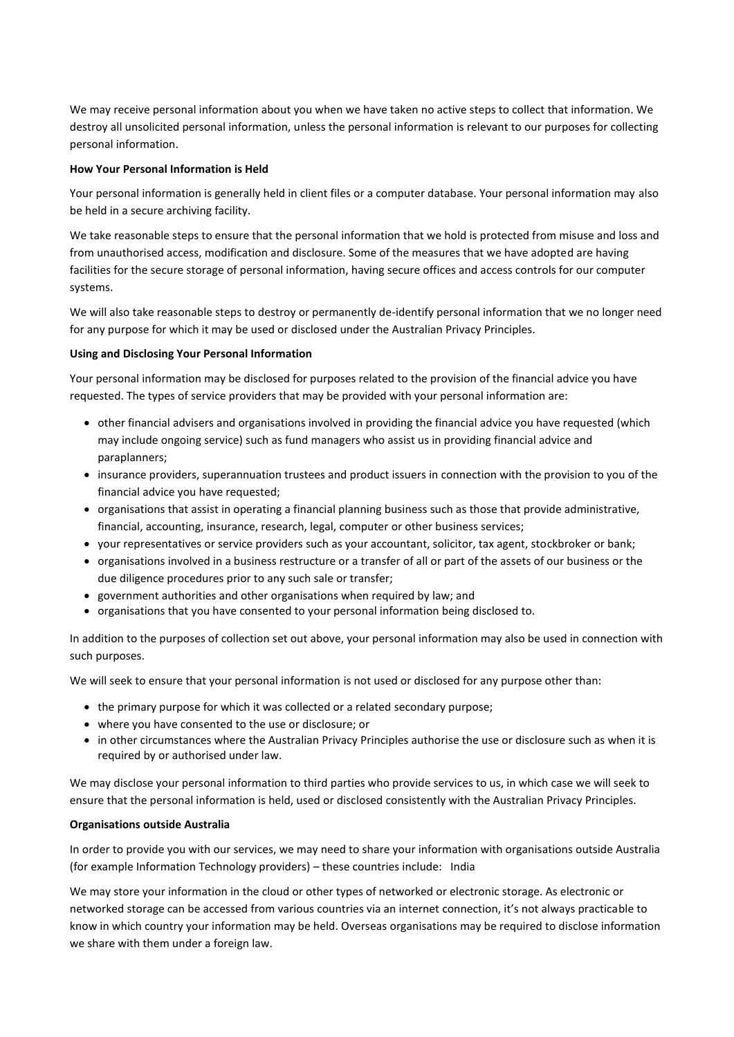We may receive personal information about you when we have taken no active steps to collect that information. We destroy all unsolicited personal information, unless the personal information is relevant to our purposes for collecting personal information.

**How Your Personal Information is Held**

Your personal information is generally held in client files or a computer database. Your personal information may also be held in a secure archiving facility.

We take reasonable steps to ensure that the personal information that we hold is protected from misuse and loss and from unauthorised access, modification and disclosure. Some of the measures that we have adopted are having facilities for the secure storage of personal information, having secure offices and access controls for our computer systems.

We will also take reasonable steps to destroy or permanently de-identify personal information that we no longer need for any purpose for which it may be used or disclosed under the Australian Privacy Principles.

**Using and Disclosing Your Personal Information**

Your personal information may be disclosed for purposes related to the provision of the financial advice you have requested. The types of service providers that may be provided with your personal information are:

- other financial advisers and organisations involved in providing the financial advice you have requested (which may include ongoing service) such as fund managers who assist us in providing financial advice and paraplanners;
- insurance providers, superannuation trustees and product issuers in connection with the provision to you of the financial advice you have requested;
- organisations that assist in operating a financial planning business such as those that provide administrative, financial, accounting, insurance, research, legal, computer or other business services;
- your representatives or service providers such as your accountant, solicitor, tax agent, stockbroker or bank;
- organisations involved in a business restructure or a transfer of all or part of the assets of our business or the due diligence procedures prior to any such sale or transfer;
- government authorities and other organisations when required by law; and
- organisations that you have consented to your personal information being disclosed to.

In addition to the purposes of collection set out above, your personal information may also be used in connection with such purposes.

We will seek to ensure that your personal information is not used or disclosed for any purpose other than:

- the primary purpose for which it was collected or a related secondary purpose;
- where you have consented to the use or disclosure; or
- in other circumstances where the Australian Privacy Principles authorise the use or disclosure such as when it is required by or authorised under law.

We may disclose your personal information to third parties who provide services to us, in which case we will seek to ensure that the personal information is held, used or disclosed consistently with the Australian Privacy Principles.

**Organisations outside Australia**

In order to provide you with our services, we may need to share your information with organisations outside Australia (for example Information Technology providers) – these countries include: India

We may store your information in the cloud or other types of networked or electronic storage. As electronic or networked storage can be accessed from various countries via an internet connection, it's not always practicable to know in which country your information may be held. Overseas organisations may be required to disclose information we share with them under a foreign law.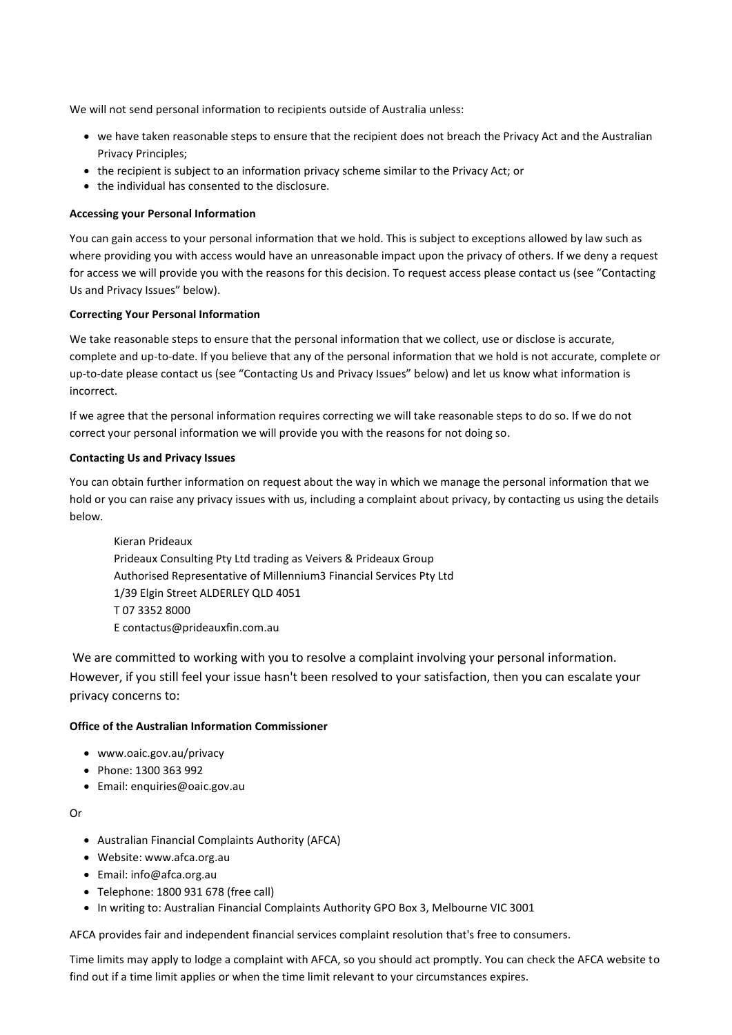We will not send personal information to recipients outside of Australia unless:

- we have taken reasonable steps to ensure that the recipient does not breach the Privacy Act and the Australian Privacy Principles;
- the recipient is subject to an information privacy scheme similar to the Privacy Act; or
- the individual has consented to the disclosure.

**Accessing your Personal Information**

You can gain access to your personal information that we hold. This is subject to exceptions allowed by law such as where providing you with access would have an unreasonable impact upon the privacy of others. If we deny a request for access we will provide you with the reasons for this decision. To request access please contact us (see "Contacting Us and Privacy Issues" below).

**Correcting Your Personal Information**

We take reasonable steps to ensure that the personal information that we collect, use or disclose is accurate, complete and up-to-date. If you believe that any of the personal information that we hold is not accurate, complete or up-to-date please contact us (see "Contacting Us and Privacy Issues" below) and let us know what information is incorrect.

If we agree that the personal information requires correcting we will take reasonable steps to do so. If we do not correct your personal information we will provide you with the reasons for not doing so.

**Contacting Us and Privacy Issues**

You can obtain further information on request about the way in which we manage the personal information that we hold or you can raise any privacy issues with us, including a complaint about privacy, by contacting us using the details below.

> Kieran Prideaux
> Prideaux Consulting Pty Ltd trading as Veivers & Prideaux Group
> Authorised Representative of Millennium3 Financial Services Pty Ltd
> 1/39 Elgin Street ALDERLEY QLD 4051
> T 07 3352 8000
> E contactus@prideauxfin.com.au

We are committed to working with you to resolve a complaint involving your personal information. However, if you still feel your issue hasn't been resolved to your satisfaction, then you can escalate your privacy concerns to:

**Office of the Australian Information Commissioner**

- www.oaic.gov.au/privacy
- Phone: 1300 363 992
- Email: enquiries@oaic.gov.au

Or

- Australian Financial Complaints Authority (AFCA)
- Website: www.afca.org.au
- Email: info@afca.org.au
- Telephone: 1800 931 678 (free call)
- In writing to: Australian Financial Complaints Authority GPO Box 3, Melbourne VIC 3001

AFCA provides fair and independent financial services complaint resolution that's free to consumers.

Time limits may apply to lodge a complaint with AFCA, so you should act promptly. You can check the AFCA website to find out if a time limit applies or when the time limit relevant to your circumstances expires.